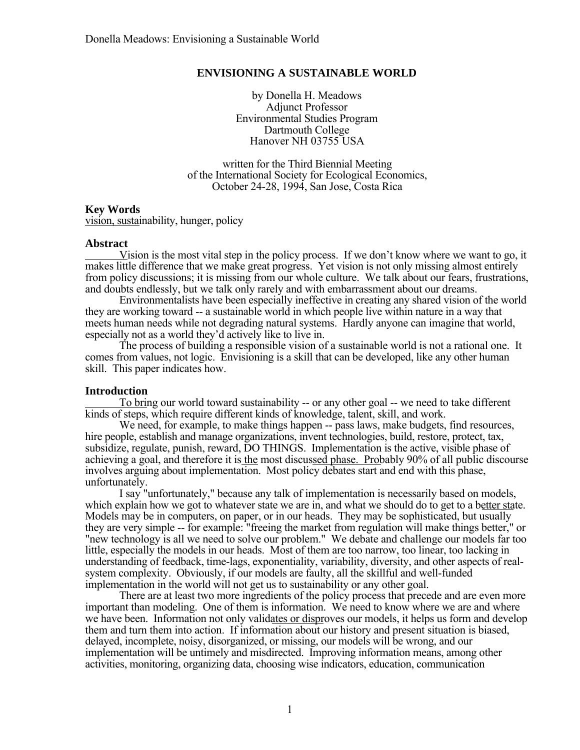# ENVISIONING A SUSTAINABLE WORLD

by Donella H. Meadows
Adjunct Professor
Environmental Studies Program
Dartmouth College
Hanover NH 03755 USA

written for the Third Biennial Meeting
of the International Society for Ecological Economics,
October 24-28, 1994, San Jose, Costa Rica

**Key Words**
vision, sustainability, hunger, policy

**Abstract**

Vision is the most vital step in the policy process. If we don't know where we want to go, it makes little difference that we make great progress. Yet vision is not only missing almost entirely from policy discussions; it is missing from our whole culture. We talk about our fears, frustrations, and doubts endlessly, but we talk only rarely and with embarrassment about our dreams.

Environmentalists have been especially ineffective in creating any shared vision of the world they are working toward -- a sustainable world in which people live within nature in a way that meets human needs while not degrading natural systems. Hardly anyone can imagine that world, especially not as a world they'd actively like to live in.

The process of building a responsible vision of a sustainable world is not a rational one. It comes from values, not logic. Envisioning is a skill that can be developed, like any other human skill. This paper indicates how.

**Introduction**

To bring our world toward sustainability -- or any other goal -- we need to take different kinds of steps, which require different kinds of knowledge, talent, skill, and work.

We need, for example, to make things happen -- pass laws, make budgets, find resources, hire people, establish and manage organizations, invent technologies, build, restore, protect, tax, subsidize, regulate, punish, reward, DO THINGS. Implementation is the active, visible phase of achieving a goal, and therefore it is the most discussed phase. Probably 90% of all public discourse involves arguing about implementation. Most policy debates start and end with this phase, unfortunately.

I say "unfortunately," because any talk of implementation is necessarily based on models, which explain how we got to whatever state we are in, and what we should do to get to a better state. Models may be in computers, on paper, or in our heads. They may be sophisticated, but usually they are very simple -- for example: "freeing the market from regulation will make things better," or "new technology is all we need to solve our problem." We debate and challenge our models far too little, especially the models in our heads. Most of them are too narrow, too linear, too lacking in understanding of feedback, time-lags, exponentiality, variability, diversity, and other aspects of real-system complexity. Obviously, if our models are faulty, all the skillful and well-funded implementation in the world will not get us to sustainability or any other goal.

There are at least two more ingredients of the policy process that precede and are even more important than modeling. One of them is information. We need to know where we are and where we have been. Information not only validates or disproves our models, it helps us form and develop them and turn them into action. If information about our history and present situation is biased, delayed, incomplete, noisy, disorganized, or missing, our models will be wrong, and our implementation will be untimely and misdirected. Improving information means, among other activities, monitoring, organizing data, choosing wise indicators, education, communication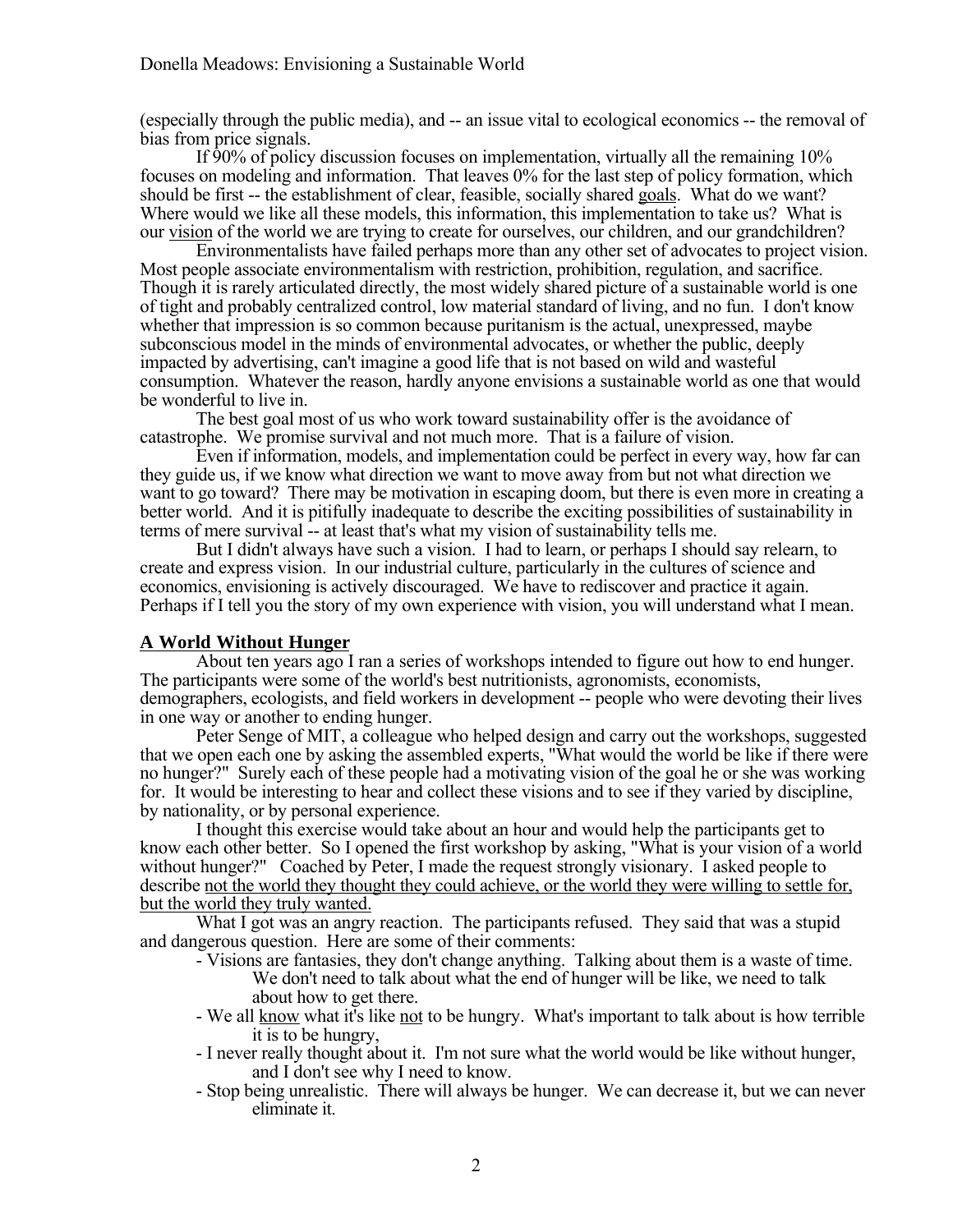(especially through the public media), and -- an issue vital to ecological economics -- the removal of bias from price signals.

If 90% of policy discussion focuses on implementation, virtually all the remaining 10% focuses on modeling and information. That leaves 0% for the last step of policy formation, which should be first -- the establishment of clear, feasible, socially shared <u>goals</u>. What do we want? Where would we like all these models, this information, this implementation to take us? What is our <u>vision</u> of the world we are trying to create for ourselves, our children, and our grandchildren?

Environmentalists have failed perhaps more than any other set of advocates to project vision. Most people associate environmentalism with restriction, prohibition, regulation, and sacrifice. Though it is rarely articulated directly, the most widely shared picture of a sustainable world is one of tight and probably centralized control, low material standard of living, and no fun. I don't know whether that impression is so common because puritanism is the actual, unexpressed, maybe subconscious model in the minds of environmental advocates, or whether the public, deeply impacted by advertising, can't imagine a good life that is not based on wild and wasteful consumption. Whatever the reason, hardly anyone envisions a sustainable world as one that would be wonderful to live in.

The best goal most of us who work toward sustainability offer is the avoidance of catastrophe. We promise survival and not much more. That is a failure of vision.

Even if information, models, and implementation could be perfect in every way, how far can they guide us, if we know what direction we want to move away from but not what direction we want to go toward? There may be motivation in escaping doom, but there is even more in creating a better world. And it is pitifully inadequate to describe the exciting possibilities of sustainability in terms of mere survival -- at least that's what my vision of sustainability tells me.

But I didn't always have such a vision. I had to learn, or perhaps I should say relearn, to create and express vision. In our industrial culture, particularly in the cultures of science and economics, envisioning is actively discouraged. We have to rediscover and practice it again. Perhaps if I tell you the story of my own experience with vision, you will understand what I mean.

## A World Without Hunger

About ten years ago I ran a series of workshops intended to figure out how to end hunger. The participants were some of the world's best nutritionists, agronomists, economists, demographers, ecologists, and field workers in development -- people who were devoting their lives in one way or another to ending hunger.

Peter Senge of MIT, a colleague who helped design and carry out the workshops, suggested that we open each one by asking the assembled experts, "What would the world be like if there were no hunger?" Surely each of these people had a motivating vision of the goal he or she was working for. It would be interesting to hear and collect these visions and to see if they varied by discipline, by nationality, or by personal experience.

I thought this exercise would take about an hour and would help the participants get to know each other better. So I opened the first workshop by asking, "What is your vision of a world without hunger?" Coached by Peter, I made the request strongly visionary. I asked people to describe <u>not the world they thought they could achieve, or the world they were willing to settle for, but the world they truly wanted.</u>

What I got was an angry reaction. The participants refused. They said that was a stupid and dangerous question. Here are some of their comments:

- Visions are fantasies, they don't change anything. Talking about them is a waste of time. We don't need to talk about what the end of hunger will be like, we need to talk about how to get there.
- We all <u>know</u> what it's like <u>not</u> to be hungry. What's important to talk about is how terrible it is to be hungry,
- I never really thought about it. I'm not sure what the world would be like without hunger, and I don't see why I need to know.
- Stop being unrealistic. There will always be hunger. We can decrease it, but we can never eliminate it.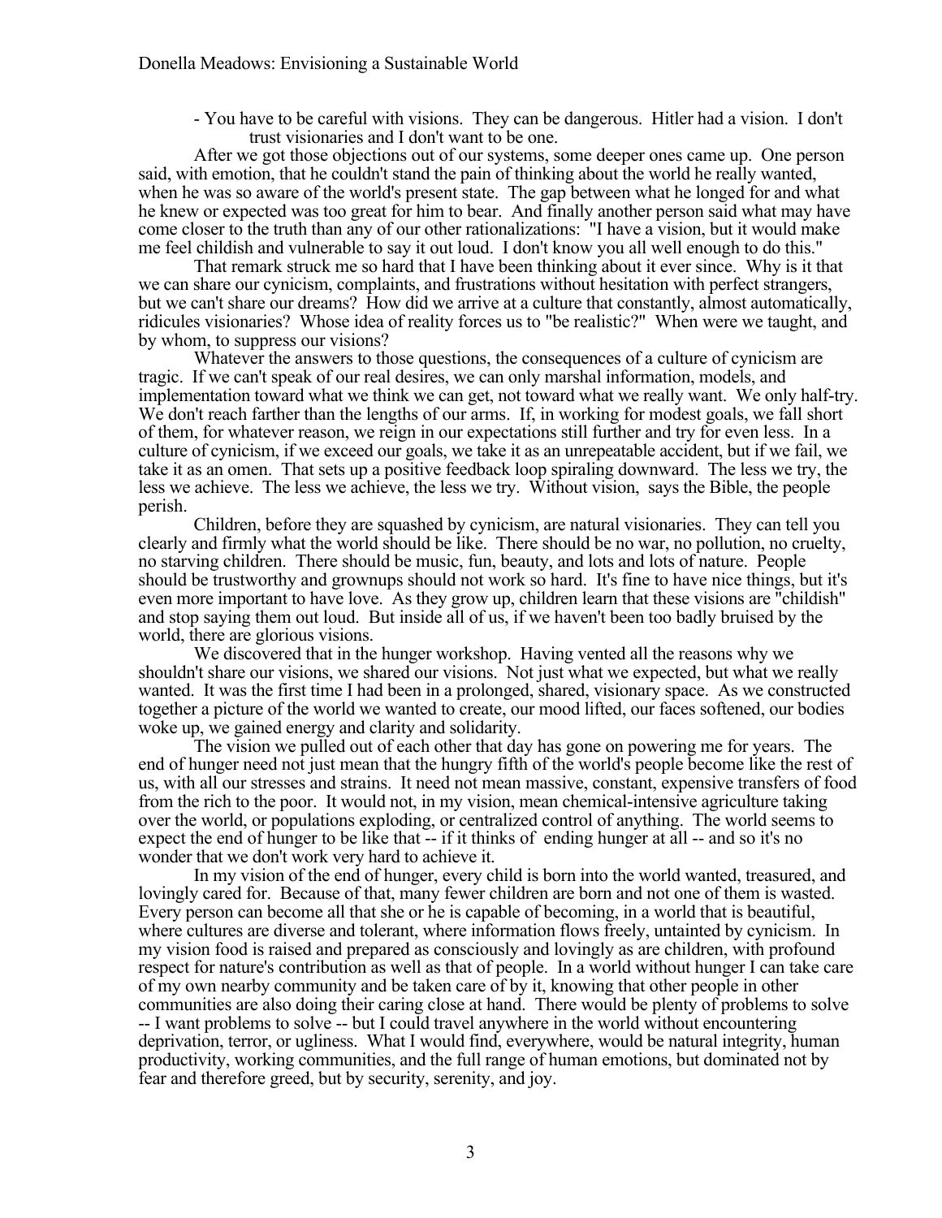- You have to be careful with visions. They can be dangerous. Hitler had a vision. I don't trust visionaries and I don't want to be one.

After we got those objections out of our systems, some deeper ones came up. One person said, with emotion, that he couldn't stand the pain of thinking about the world he really wanted, when he was so aware of the world's present state. The gap between what he longed for and what he knew or expected was too great for him to bear. And finally another person said what may have come closer to the truth than any of our other rationalizations: "I have a vision, but it would make me feel childish and vulnerable to say it out loud. I don't know you all well enough to do this."

That remark struck me so hard that I have been thinking about it ever since. Why is it that we can share our cynicism, complaints, and frustrations without hesitation with perfect strangers, but we can't share our dreams? How did we arrive at a culture that constantly, almost automatically, ridicules visionaries? Whose idea of reality forces us to "be realistic?" When were we taught, and by whom, to suppress our visions?

Whatever the answers to those questions, the consequences of a culture of cynicism are tragic. If we can't speak of our real desires, we can only marshal information, models, and implementation toward what we think we can get, not toward what we really want. We only half-try. We don't reach farther than the lengths of our arms. If, in working for modest goals, we fall short of them, for whatever reason, we reign in our expectations still further and try for even less. In a culture of cynicism, if we exceed our goals, we take it as an unrepeatable accident, but if we fail, we take it as an omen. That sets up a positive feedback loop spiraling downward. The less we try, the less we achieve. The less we achieve, the less we try. Without vision, says the Bible, the people perish.

Children, before they are squashed by cynicism, are natural visionaries. They can tell you clearly and firmly what the world should be like. There should be no war, no pollution, no cruelty, no starving children. There should be music, fun, beauty, and lots and lots of nature. People should be trustworthy and grownups should not work so hard. It's fine to have nice things, but it's even more important to have love. As they grow up, children learn that these visions are "childish" and stop saying them out loud. But inside all of us, if we haven't been too badly bruised by the world, there are glorious visions.

We discovered that in the hunger workshop. Having vented all the reasons why we shouldn't share our visions, we shared our visions. Not just what we expected, but what we really wanted. It was the first time I had been in a prolonged, shared, visionary space. As we constructed together a picture of the world we wanted to create, our mood lifted, our faces softened, our bodies woke up, we gained energy and clarity and solidarity.

The vision we pulled out of each other that day has gone on powering me for years. The end of hunger need not just mean that the hungry fifth of the world's people become like the rest of us, with all our stresses and strains. It need not mean massive, constant, expensive transfers of food from the rich to the poor. It would not, in my vision, mean chemical-intensive agriculture taking over the world, or populations exploding, or centralized control of anything. The world seems to expect the end of hunger to be like that -- if it thinks of ending hunger at all -- and so it's no wonder that we don't work very hard to achieve it.

In my vision of the end of hunger, every child is born into the world wanted, treasured, and lovingly cared for. Because of that, many fewer children are born and not one of them is wasted. Every person can become all that she or he is capable of becoming, in a world that is beautiful, where cultures are diverse and tolerant, where information flows freely, untainted by cynicism. In my vision food is raised and prepared as consciously and lovingly as are children, with profound respect for nature's contribution as well as that of people. In a world without hunger I can take care of my own nearby community and be taken care of by it, knowing that other people in other communities are also doing their caring close at hand. There would be plenty of problems to solve -- I want problems to solve -- but I could travel anywhere in the world without encountering deprivation, terror, or ugliness. What I would find, everywhere, would be natural integrity, human productivity, working communities, and the full range of human emotions, but dominated not by fear and therefore greed, but by security, serenity, and joy.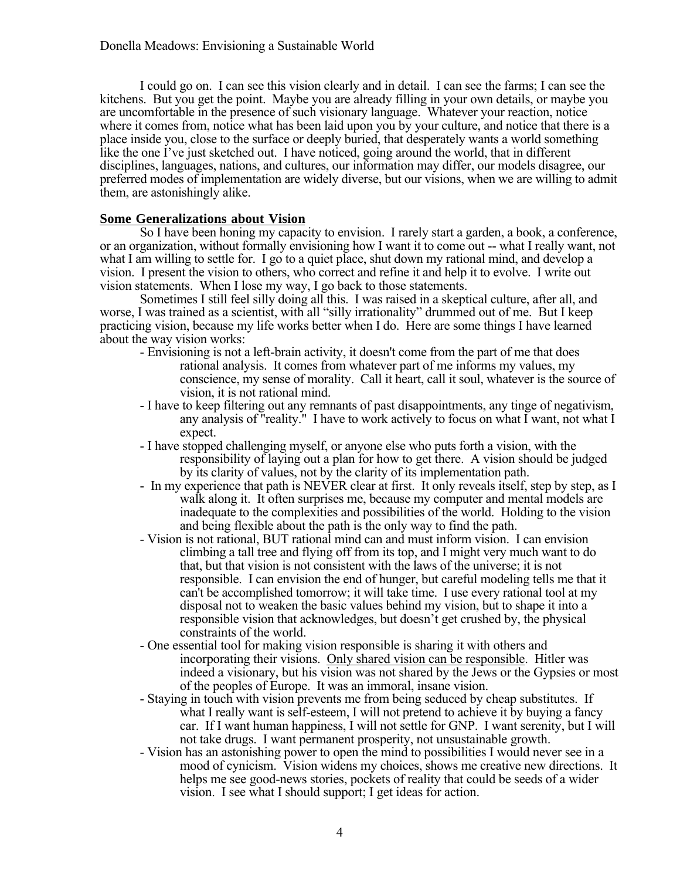I could go on. I can see this vision clearly and in detail. I can see the farms; I can see the kitchens. But you get the point. Maybe you are already filling in your own details, or maybe you are uncomfortable in the presence of such visionary language. Whatever your reaction, notice where it comes from, notice what has been laid upon you by your culture, and notice that there is a place inside you, close to the surface or deeply buried, that desperately wants a world something like the one I've just sketched out. I have noticed, going around the world, that in different disciplines, languages, nations, and cultures, our information may differ, our models disagree, our preferred modes of implementation are widely diverse, but our visions, when we are willing to admit them, are astonishingly alike.

## Some Generalizations about Vision

So I have been honing my capacity to envision. I rarely start a garden, a book, a conference, or an organization, without formally envisioning how I want it to come out -- what I really want, not what I am willing to settle for. I go to a quiet place, shut down my rational mind, and develop a vision. I present the vision to others, who correct and refine it and help it to evolve. I write out vision statements. When I lose my way, I go back to those statements.

Sometimes I still feel silly doing all this. I was raised in a skeptical culture, after all, and worse, I was trained as a scientist, with all "silly irrationality" drummed out of me. But I keep practicing vision, because my life works better when I do. Here are some things I have learned about the way vision works:

- Envisioning is not a left-brain activity, it doesn't come from the part of me that does rational analysis. It comes from whatever part of me informs my values, my conscience, my sense of morality. Call it heart, call it soul, whatever is the source of vision, it is not rational mind.
- I have to keep filtering out any remnants of past disappointments, any tinge of negativism, any analysis of "reality." I have to work actively to focus on what I want, not what I expect.
- I have stopped challenging myself, or anyone else who puts forth a vision, with the responsibility of laying out a plan for how to get there. A vision should be judged by its clarity of values, not by the clarity of its implementation path.
- In my experience that path is NEVER clear at first. It only reveals itself, step by step, as I walk along it. It often surprises me, because my computer and mental models are inadequate to the complexities and possibilities of the world. Holding to the vision and being flexible about the path is the only way to find the path.
- Vision is not rational, BUT rational mind can and must inform vision. I can envision climbing a tall tree and flying off from its top, and I might very much want to do that, but that vision is not consistent with the laws of the universe; it is not responsible. I can envision the end of hunger, but careful modeling tells me that it can't be accomplished tomorrow; it will take time. I use every rational tool at my disposal not to weaken the basic values behind my vision, but to shape it into a responsible vision that acknowledges, but doesn't get crushed by, the physical constraints of the world.
- One essential tool for making vision responsible is sharing it with others and incorporating their visions. <u>Only shared vision can be responsible</u>. Hitler was indeed a visionary, but his vision was not shared by the Jews or the Gypsies or most of the peoples of Europe. It was an immoral, insane vision.
- Staying in touch with vision prevents me from being seduced by cheap substitutes. If what I really want is self-esteem, I will not pretend to achieve it by buying a fancy car. If I want human happiness, I will not settle for GNP. I want serenity, but I will not take drugs. I want permanent prosperity, not unsustainable growth.
- Vision has an astonishing power to open the mind to possibilities I would never see in a mood of cynicism. Vision widens my choices, shows me creative new directions. It helps me see good-news stories, pockets of reality that could be seeds of a wider vision. I see what I should support; I get ideas for action.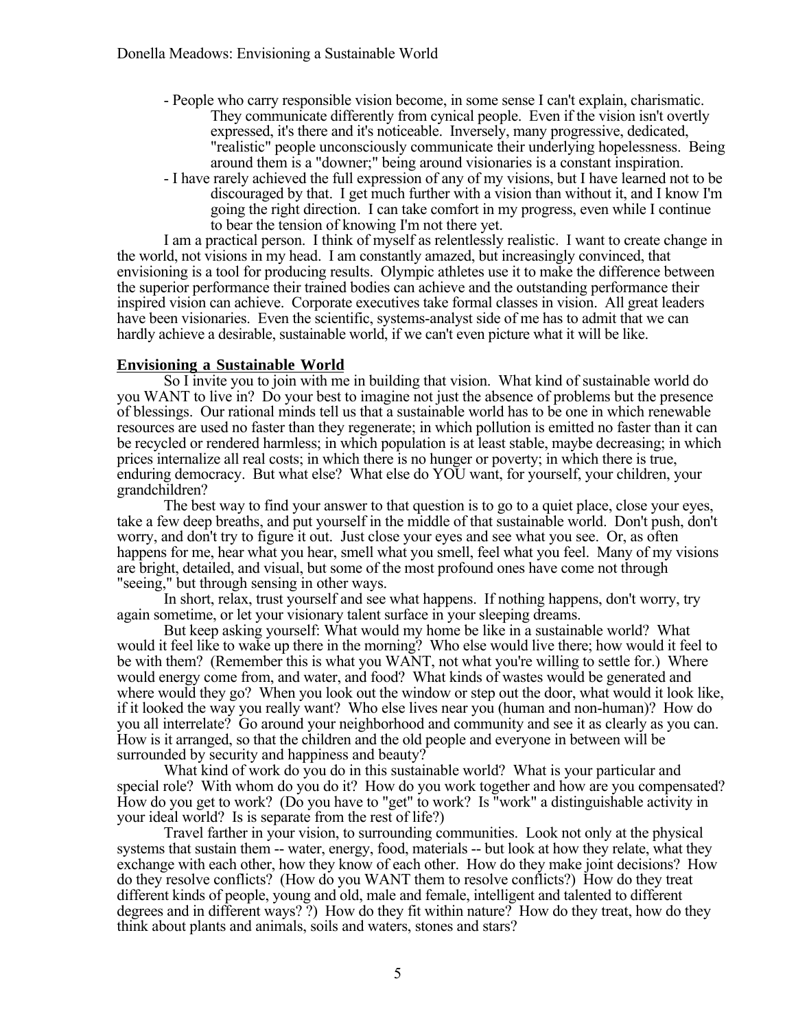- People who carry responsible vision become, in some sense I can't explain, charismatic. They communicate differently from cynical people. Even if the vision isn't overtly expressed, it's there and it's noticeable. Inversely, many progressive, dedicated, "realistic" people unconsciously communicate their underlying hopelessness. Being around them is a "downer;" being around visionaries is a constant inspiration.
- I have rarely achieved the full expression of any of my visions, but I have learned not to be discouraged by that. I get much further with a vision than without it, and I know I'm going the right direction. I can take comfort in my progress, even while I continue to bear the tension of knowing I'm not there yet.

I am a practical person. I think of myself as relentlessly realistic. I want to create change in the world, not visions in my head. I am constantly amazed, but increasingly convinced, that envisioning is a tool for producing results. Olympic athletes use it to make the difference between the superior performance their trained bodies can achieve and the outstanding performance their inspired vision can achieve. Corporate executives take formal classes in vision. All great leaders have been visionaries. Even the scientific, systems-analyst side of me has to admit that we can hardly achieve a desirable, sustainable world, if we can't even picture what it will be like.

## Envisioning a Sustainable World

So I invite you to join with me in building that vision. What kind of sustainable world do you WANT to live in? Do your best to imagine not just the absence of problems but the presence of blessings. Our rational minds tell us that a sustainable world has to be one in which renewable resources are used no faster than they regenerate; in which pollution is emitted no faster than it can be recycled or rendered harmless; in which population is at least stable, maybe decreasing; in which prices internalize all real costs; in which there is no hunger or poverty; in which there is true, enduring democracy. But what else? What else do YOU want, for yourself, your children, your grandchildren?

The best way to find your answer to that question is to go to a quiet place, close your eyes, take a few deep breaths, and put yourself in the middle of that sustainable world. Don't push, don't worry, and don't try to figure it out. Just close your eyes and see what you see. Or, as often happens for me, hear what you hear, smell what you smell, feel what you feel. Many of my visions are bright, detailed, and visual, but some of the most profound ones have come not through "seeing," but through sensing in other ways.

In short, relax, trust yourself and see what happens. If nothing happens, don't worry, try again sometime, or let your visionary talent surface in your sleeping dreams.

But keep asking yourself: What would my home be like in a sustainable world? What would it feel like to wake up there in the morning? Who else would live there; how would it feel to be with them? (Remember this is what you WANT, not what you're willing to settle for.) Where would energy come from, and water, and food? What kinds of wastes would be generated and where would they go? When you look out the window or step out the door, what would it look like, if it looked the way you really want? Who else lives near you (human and non-human)? How do you all interrelate? Go around your neighborhood and community and see it as clearly as you can. How is it arranged, so that the children and the old people and everyone in between will be surrounded by security and happiness and beauty?

What kind of work do you do in this sustainable world? What is your particular and special role? With whom do you do it? How do you work together and how are you compensated? How do you get to work? (Do you have to "get" to work? Is "work" a distinguishable activity in your ideal world? Is is separate from the rest of life?)

Travel farther in your vision, to surrounding communities. Look not only at the physical systems that sustain them -- water, energy, food, materials -- but look at how they relate, what they exchange with each other, how they know of each other. How do they make joint decisions? How do they resolve conflicts? (How do you WANT them to resolve conflicts?) How do they treat different kinds of people, young and old, male and female, intelligent and talented to different degrees and in different ways? ?) How do they fit within nature? How do they treat, how do they think about plants and animals, soils and waters, stones and stars?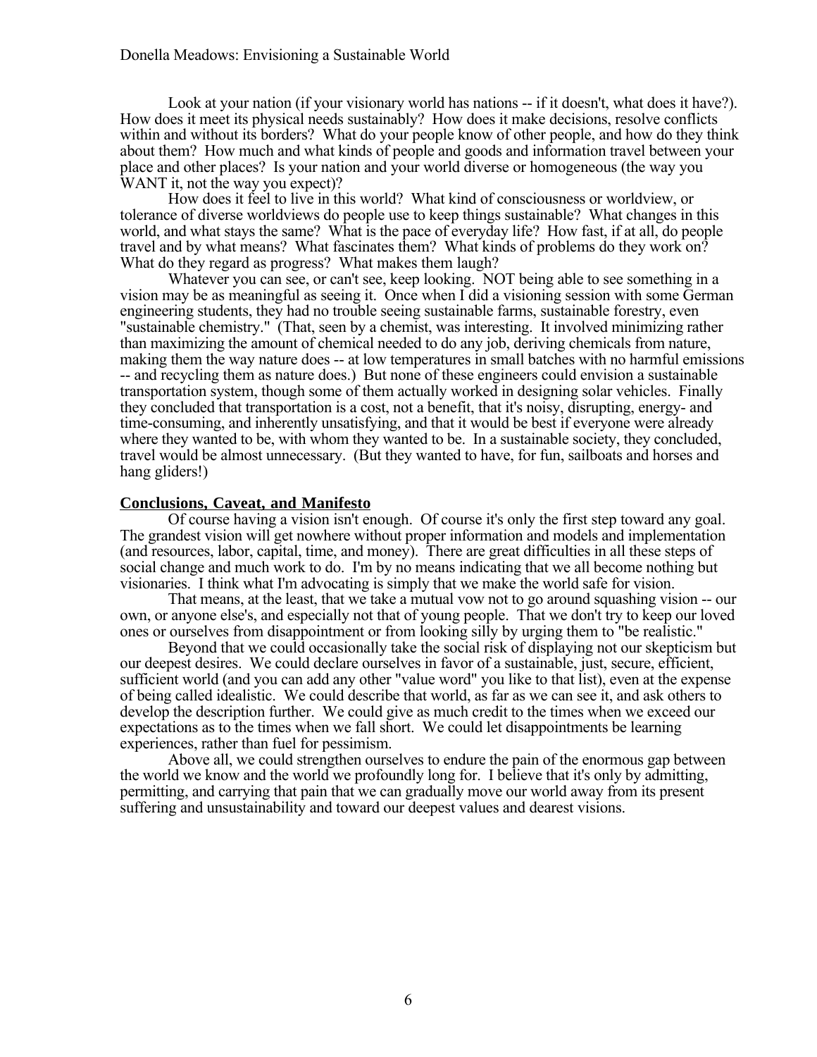Look at your nation (if your visionary world has nations -- if it doesn't, what does it have?). How does it meet its physical needs sustainably? How does it make decisions, resolve conflicts within and without its borders? What do your people know of other people, and how do they think about them? How much and what kinds of people and goods and information travel between your place and other places? Is your nation and your world diverse or homogeneous (the way you WANT it, not the way you expect)?

How does it feel to live in this world? What kind of consciousness or worldview, or tolerance of diverse worldviews do people use to keep things sustainable? What changes in this world, and what stays the same? What is the pace of everyday life? How fast, if at all, do people travel and by what means? What fascinates them? What kinds of problems do they work on? What do they regard as progress? What makes them laugh?

Whatever you can see, or can't see, keep looking. NOT being able to see something in a vision may be as meaningful as seeing it. Once when I did a visioning session with some German engineering students, they had no trouble seeing sustainable farms, sustainable forestry, even "sustainable chemistry." (That, seen by a chemist, was interesting. It involved minimizing rather than maximizing the amount of chemical needed to do any job, deriving chemicals from nature, making them the way nature does -- at low temperatures in small batches with no harmful emissions -- and recycling them as nature does.) But none of these engineers could envision a sustainable transportation system, though some of them actually worked in designing solar vehicles. Finally they concluded that transportation is a cost, not a benefit, that it's noisy, disrupting, energy- and time-consuming, and inherently unsatisfying, and that it would be best if everyone were already where they wanted to be, with whom they wanted to be. In a sustainable society, they concluded, travel would be almost unnecessary. (But they wanted to have, for fun, sailboats and horses and hang gliders!)

## Conclusions, Caveat, and Manifesto

Of course having a vision isn't enough. Of course it's only the first step toward any goal. The grandest vision will get nowhere without proper information and models and implementation (and resources, labor, capital, time, and money). There are great difficulties in all these steps of social change and much work to do. I'm by no means indicating that we all become nothing but visionaries. I think what I'm advocating is simply that we make the world safe for vision.

That means, at the least, that we take a mutual vow not to go around squashing vision -- our own, or anyone else's, and especially not that of young people. That we don't try to keep our loved ones or ourselves from disappointment or from looking silly by urging them to "be realistic."

Beyond that we could occasionally take the social risk of displaying not our skepticism but our deepest desires. We could declare ourselves in favor of a sustainable, just, secure, efficient, sufficient world (and you can add any other "value word" you like to that list), even at the expense of being called idealistic. We could describe that world, as far as we can see it, and ask others to develop the description further. We could give as much credit to the times when we exceed our expectations as to the times when we fall short. We could let disappointments be learning experiences, rather than fuel for pessimism.

Above all, we could strengthen ourselves to endure the pain of the enormous gap between the world we know and the world we profoundly long for. I believe that it's only by admitting, permitting, and carrying that pain that we can gradually move our world away from its present suffering and unsustainability and toward our deepest values and dearest visions.